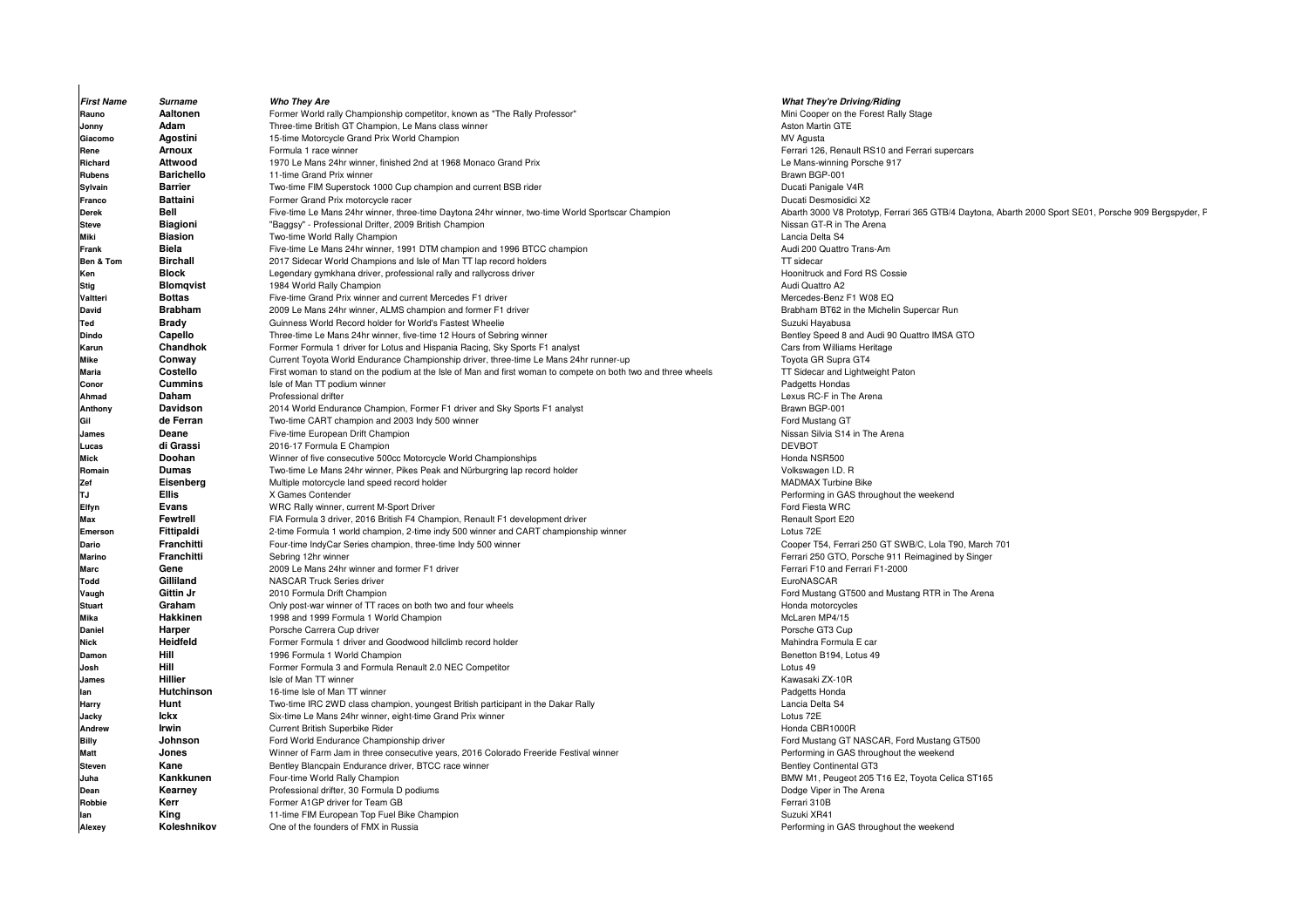| First Name | Surname | Who They Are | What They're Driving/Riding |
|---|---|---|---|
| Rauno | Aaltonen | Former World rally Championship competitor, known as "The Rally Professor" | Mini Cooper on the Forest Rally Stage |
| Jonny | Adam | Three-time British GT Champion, Le Mans class winner | Aston Martin GTE |
| Giacomo | Agostini | 15-time Motorcycle Grand Prix World Champion | MV Agusta |
| Rene | Arnoux | Formula 1 race winner | Ferrari 126, Renault RS10 and Ferrari supercars |
| Richard | Attwood | 1970 Le Mans 24hr winner, finished 2nd at 1968 Monaco Grand Prix | Le Mans-winning Porsche 917 |
| Rubens | Barichello | 11-time Grand Prix winner | Brawn BGP-001 |
| Sylvain | Barrier | Two-time FIM Superstock 1000 Cup champion and current BSB rider | Ducati Panigale V4R |
| Franco | Battaini | Former Grand Prix motorcycle racer | Ducati Desmosidici X2 |
| Derek | Bell | Five-time Le Mans 24hr winner, three-time Daytona 24hr winner, two-time World Sportscar Champion | Abarth 3000 V8 Prototyp, Ferrari 365 GTB/4 Daytona, Abarth 2000 Sport SE01, Porsche 909 Bergspyder, F |
| Steve | Biagioni | "Baggsy" - Professional Drifter, 2009 British Champion | Nissan GT-R in The Arena |
| Miki | Biasion | Two-time World Rally Champion | Lancia Delta S4 |
| Frank | Biela | Five-time Le Mans 24hr winner, 1991 DTM champion and 1996 BTCC champion | Audi 200 Quattro Trans-Am |
| Ben & Tom | Birchall | 2017 Sidecar World Champions and Isle of Man TT lap record holders | TT sidecar |
| Ken | Block | Legendary gymkhana driver, professional rally and rallycross driver | Hoonitruck and Ford RS Cossie |
| Stig | Blomqvist | 1984 World Rally Champion | Audi Quattro A2 |
| Valtteri | Bottas | Five-time Grand Prix winner and current Mercedes F1 driver | Mercedes-Benz F1 W08 EQ |
| David | Brabham | 2009 Le Mans 24hr winner, ALMS champion and former F1 driver | Brabham BT62 in the Michelin Supercar Run |
| Ted | Brady | Guinness World Record holder for World's Fastest Wheelie | Suzuki Hayabusa |
| Dindo | Capello | Three-time Le Mans 24hr winner, five-time 12 Hours of Sebring winner | Bentley Speed 8 and Audi 90 Quattro IMSA GTO |
| Karun | Chandhok | Former Formula 1 driver for Lotus and Hispania Racing, Sky Sports F1 analyst | Cars from Williams Heritage |
| Mike | Conway | Current Toyota World Endurance Championship driver, three-time Le Mans 24hr runner-up | Toyota GR Supra GT4 |
| Maria | Costello | First woman to stand on the podium at the Isle of Man and first woman to compete on both two and three wheels | TT Sidecar and Lightweight Paton |
| Conor | Cummins | Isle of Man TT podium winner | Padgetts Hondas |
| Ahmad | Daham | Professional drifter | Lexus RC-F in The Arena |
| Anthony | Davidson | 2014 World Endurance Champion, Former F1 driver and Sky Sports F1 analyst | Brawn BGP-001 |
| Gil | de Ferran | Two-time CART champion and 2003 Indy 500 winner | Ford Mustang GT |
| James | Deane | Five-time European Drift Champion | Nissan Silvia S14 in The Arena |
| Lucas | di Grassi | 2016-17 Formula E Champion | DEVBOT |
| Mick | Doohan | Winner of five consecutive 500cc Motorcycle World Championships | Honda NSR500 |
| Romain | Dumas | Two-time Le Mans 24hr winner, Pikes Peak and Nürburgring lap record holder | Volkswagen I.D. R |
| Zef | Eisenberg | Multiple motorcycle land speed record holder | MADMAX Turbine Bike |
| TJ | Ellis | X Games Contender | Performing in GAS throughout the weekend |
| Elfyn | Evans | WRC Rally winner, current M-Sport Driver | Ford Fiesta WRC |
| Max | Fewtrell | FIA Formula 3 driver, 2016 British F4 Champion, Renault F1 development driver | Renault Sport E20 |
| Emerson | Fittipaldi | 2-time Formula 1 world champion, 2-time indy 500 winner and CART championship winner | Lotus 72E |
| Dario | Franchitti | Four-time IndyCar Series champion, three-time Indy 500 winner | Cooper T54, Ferrari 250 GT SWB/C, Lola T90, March 701 |
| Marino | Franchitti | Sebring 12hr winner | Ferrari 250 GTO, Porsche 911 Reimagined by Singer |
| Marc | Gene | 2009 Le Mans 24hr winner and former F1 driver | Ferrari F10 and Ferrari F1-2000 |
| Todd | Gilliland | NASCAR Truck Series driver | EuroNASCAR |
| Vaugh | Gittin Jr | 2010 Formula Drift Champion | Ford Mustang GT500 and Mustang RTR in The Arena |
| Stuart | Graham | Only post-war winner of TT races on both two and four wheels | Honda motorcycles |
| Mika | Hakkinen | 1998 and 1999 Formula 1 World Champion | McLaren MP4/15 |
| Daniel | Harper | Porsche Carrera Cup driver | Porsche GT3 Cup |
| Nick | Heidfeld | Former Formula 1 driver and Goodwood hillclimb record holder | Mahindra Formula E car |
| Damon | Hill | 1996 Formula 1 World Champion | Benetton B194, Lotus 49 |
| Josh | Hill | Former Formula 3 and Formula Renault 2.0 NEC Competitor | Lotus 49 |
| James | Hillier | Isle of Man TT winner | Kawasaki ZX-10R |
| Ian | Hutchinson | 16-time Isle of Man TT winner | Padgetts Honda |
| Harry | Hunt | Two-time IRC 2WD class champion, youngest British participant in the Dakar Rally | Lancia Delta S4 |
| Jacky | Ickx | Six-time Le Mans 24hr winner, eight-time Grand Prix winner | Lotus 72E |
| Andrew | Irwin | Current British Superbike Rider | Honda CBR1000R |
| Billy | Johnson | Ford World Endurance Championship driver | Ford Mustang GT NASCAR, Ford Mustang GT500 |
| Matt | Jones | Winner of Farm Jam in three consecutive years, 2016 Colorado Freeride Festival winner | Performing in GAS throughout the weekend |
| Steven | Kane | Bentley Blancpain Endurance driver, BTCC race winner | Bentley Continental GT3 |
| Juha | Kankkunen | Four-time World Rally Champion | BMW M1, Peugeot 205 T16 E2, Toyota Celica ST165 |
| Dean | Kearney | Professional drifter, 30 Formula D podiums | Dodge Viper in The Arena |
| Robbie | Kerr | Former A1GP driver for Team GB | Ferrari 310B |
| Ian | King | 11-time FIM European Top Fuel Bike Champion | Suzuki XR41 |
| Alexey | Koleshnikov | One of the founders of FMX in Russia | Performing in GAS throughout the weekend |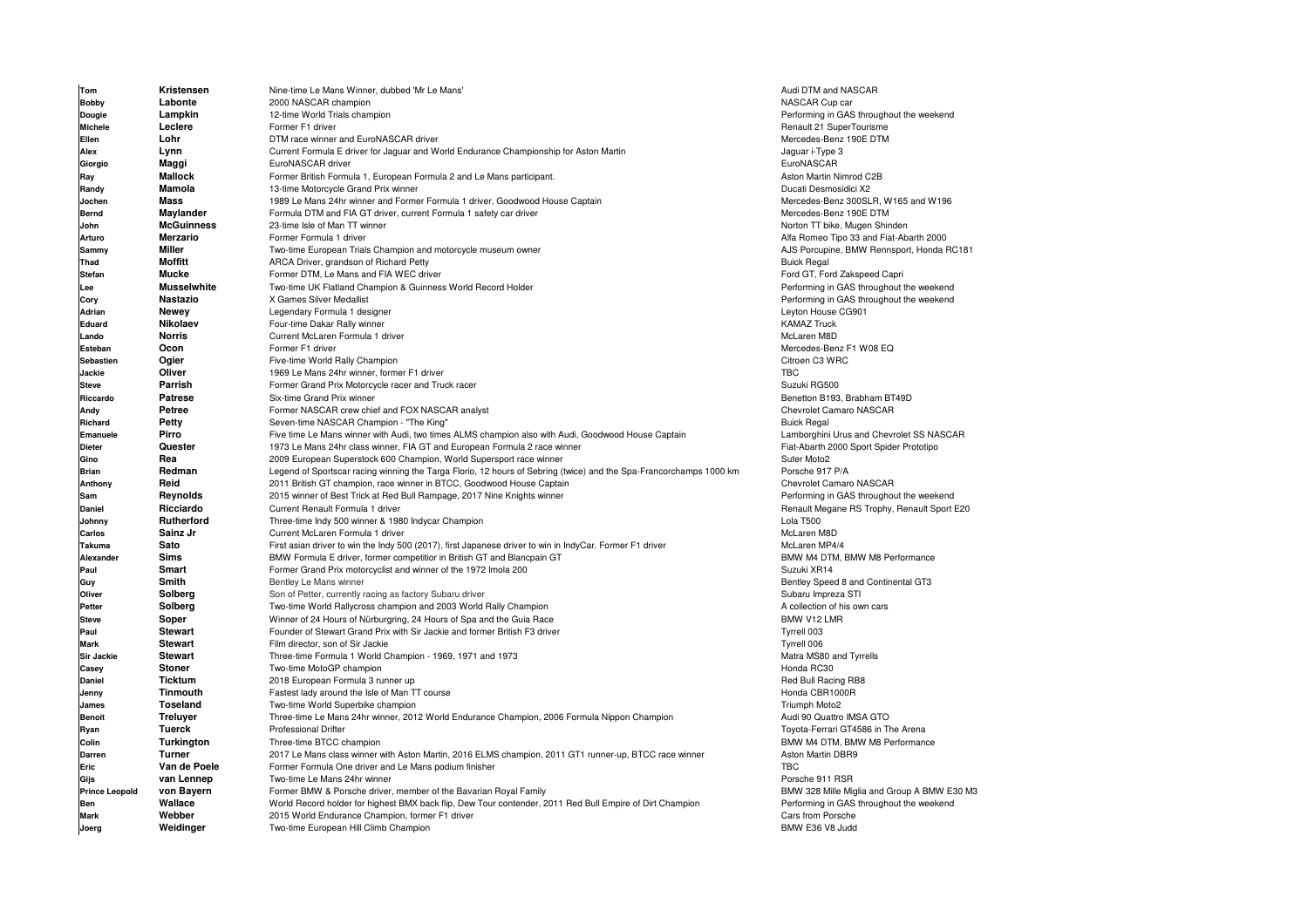| | | | |
|---|---|---|---|
| Tom | **Kristensen** | Nine-time Le Mans Winner, dubbed 'Mr Le Mans' | Audi DTM and NASCAR |
| Bobby | **Labonte** | 2000 NASCAR champion | NASCAR Cup car |
| Dougie | **Lampkin** | 12-time World Trials champion | Performing in GAS throughout the weekend |
| Michele | **Leclere** | Former F1 driver | Renault 21 SuperTourisme |
| Ellen | **Lohr** | DTM race winner and EuroNASCAR driver | Mercedes-Benz 190E DTM |
| Alex | **Lynn** | Current Formula E driver for Jaguar and World Endurance Championship for Aston Martin | Jaguar i-Type 3 |
| Giorgio | **Maggi** | EuroNASCAR driver | EuroNASCAR |
| Ray | **Mallock** | Former British Formula 1, European Formula 2 and Le Mans participant. | Aston Martin Nimrod C2B |
| Randy | **Mamola** | 13-time Motorcycle Grand Prix winner | Ducati Desmosidici X2 |
| Jochen | **Mass** | 1989 Le Mans 24hr winner and Former Formula 1 driver, Goodwood House Captain | Mercedes-Benz 300SLR, W165 and W196 |
| Bernd | **Maylander** | Formula DTM and FIA GT driver, current Formula 1 safety car driver | Mercedes-Benz 190E DTM |
| John | **McGuinness** | 23-time Isle of Man TT winner | Norton TT bike, Mugen Shinden |
| Arturo | **Merzario** | Former Formula 1 driver | Alfa Romeo Tipo 33 and Fiat-Abarth 2000 |
| Sammy | **Miller** | Two-time European Trials Champion and motorcycle museum owner | AJS Porcupine, BMW Rennsport, Honda RC181 |
| Thad | **Moffitt** | ARCA Driver, grandson of Richard Petty | Buick Regal |
| Stefan | **Mucke** | Former DTM, Le Mans and FIA WEC driver | Ford GT, Ford Zakspeed Capri |
| Lee | **Musselwhite** | Two-time UK Flatland Champion & Guinness World Record Holder | Performing in GAS throughout the weekend |
| Cory | **Nastazio** | X Games Silver Medallist | Performing in GAS throughout the weekend |
| Adrian | **Newey** | Legendary Formula 1 designer | Leyton House CG901 |
| Eduard | **Nikolaev** | Four-time Dakar Rally winner | KAMAZ Truck |
| Lando | **Norris** | Current McLaren Formula 1 driver | McLaren M8D |
| Esteban | **Ocon** | Former F1 driver | Mercedes-Benz F1 W08 EQ |
| Sebastien | **Ogier** | Five-time World Rally Champion | Citroen C3 WRC |
| Jackie | **Oliver** | 1969 Le Mans 24hr winner, former F1 driver | TBC |
| Steve | **Parrish** | Former Grand Prix Motorcycle racer and Truck racer | Suzuki RG500 |
| Riccardo | **Patrese** | Six-time Grand Prix winner | Benetton B193, Brabham BT49D |
| Andy | **Petree** | Former NASCAR crew chief and FOX NASCAR analyst | Chevrolet Camaro NASCAR |
| Richard | **Petty** | Seven-time NASCAR Champion - "The King" | Buick Regal |
| Emanuele | **Pirro** | Five time Le Mans winner with Audi, two times ALMS champion also with Audi, Goodwood House Captain | Lamborghini Urus and Chevrolet SS NASCAR |
| Dieter | **Quester** | 1973 Le Mans 24hr class winner, FIA GT and European Formula 2 race winner | Fiat-Abarth 2000 Sport Spider Prototipo |
| Gino | **Rea** | 2009 European Superstock 600 Champion, World Supersport race winner | Suter Moto2 |
| Brian | **Redman** | Legend of Sportscar racing winning the Targa Florio, 12 hours of Sebring (twice) and the Spa-Francorchamps 1000 km | Porsche 917 P/A |
| Anthony | **Reid** | 2011 British GT champion, race winner in BTCC, Goodwood House Captain | Chevrolet Camaro NASCAR |
| Sam | **Reynolds** | 2015 winner of Best Trick at Red Bull Rampage, 2017 Nine Knights winner | Performing in GAS throughout the weekend |
| Daniel | **Ricciardo** | Current Renault Formula 1 driver | Renault Megane RS Trophy, Renault Sport E20 |
| Johnny | **Rutherford** | Three-time Indy 500 winner & 1980 Indycar Champion | Lola T500 |
| Carlos | **Sainz Jr** | Current McLaren Formula 1 driver | McLaren M8D |
| Takuma | **Sato** | First asian driver to win the Indy 500 (2017), first Japanese driver to win in IndyCar. Former F1 driver | McLaren MP4/4 |
| Alexander | **Sims** | BMW Formula E driver, former competitior in British GT and Blancpain GT | BMW M4 DTM, BMW M8 Performance |
| Paul | **Smart** | Former Grand Prix motorcyclist and winner of the 1972 Imola 200 | Suzuki XR14 |
| Guy | **Smith** | Bentley Le Mans winner | Bentley Speed 8 and Continental GT3 |
| Oliver | **Solberg** | Son of Petter, currently racing as factory Subaru driver | Subaru Impreza STI |
| Petter | **Solberg** | Two-time World Rallycross champion and 2003 World Rally Champion | A collection of his own cars |
| Steve | **Soper** | Winner of 24 Hours of Nürburgring, 24 Hours of Spa and the Guia Race | BMW V12 LMR |
| Paul | **Stewart** | Founder of Stewart Grand Prix with Sir Jackie and former British F3 driver | Tyrrell 003 |
| Mark | **Stewart** | Film director, son of Sir Jackie | Tyrrell 006 |
| Sir Jackie | **Stewart** | Three-time Formula 1 World Champion - 1969, 1971 and 1973 | Matra MS80 and Tyrrells |
| Casey | **Stoner** | Two-time MotoGP champion | Honda RC30 |
| Daniel | **Ticktum** | 2018 European Formula 3 runner up | Red Bull Racing RB8 |
| Jenny | **Tinmouth** | Fastest lady around the Isle of Man TT course | Honda CBR1000R |
| James | **Toseland** | Two-time World Superbike champion | Triumph Moto2 |
| Benoit | **Treluyer** | Three-time Le Mans 24hr winner, 2012 World Endurance Champion, 2006 Formula Nippon Champion | Audi 90 Quattro IMSA GTO |
| Ryan | **Tuerck** | Professional Drifter | Toyota-Ferrari GT4586 in The Arena |
| Colin | **Turkington** | Three-time BTCC champion | BMW M4 DTM, BMW M8 Performance |
| Darren | **Turner** | 2017 Le Mans class winner with Aston Martin, 2016 ELMS champion, 2011 GT1 runner-up, BTCC race winner | Aston Martin DBR9 |
| Eric | **Van de Poele** | Former Formula One driver and Le Mans podium finisher | TBC |
| Gijs | **van Lennep** | Two-time Le Mans 24hr winner | Porsche 911 RSR |
| Prince Leopold | **von Bayern** | Former BMW & Porsche driver, member of the Bavarian Royal Family | BMW 328 Mille Miglia and Group A BMW E30 M3 |
| Ben | **Wallace** | World Record holder for highest BMX back flip, Dew Tour contender, 2011 Red Bull Empire of Dirt Champion | Performing in GAS throughout the weekend |
| Mark | **Webber** | 2015 World Endurance Champion, former F1 driver | Cars from Porsche |
| Joerg | **Weidinger** | Two-time European Hill Climb Champion | BMW E36 V8 Judd |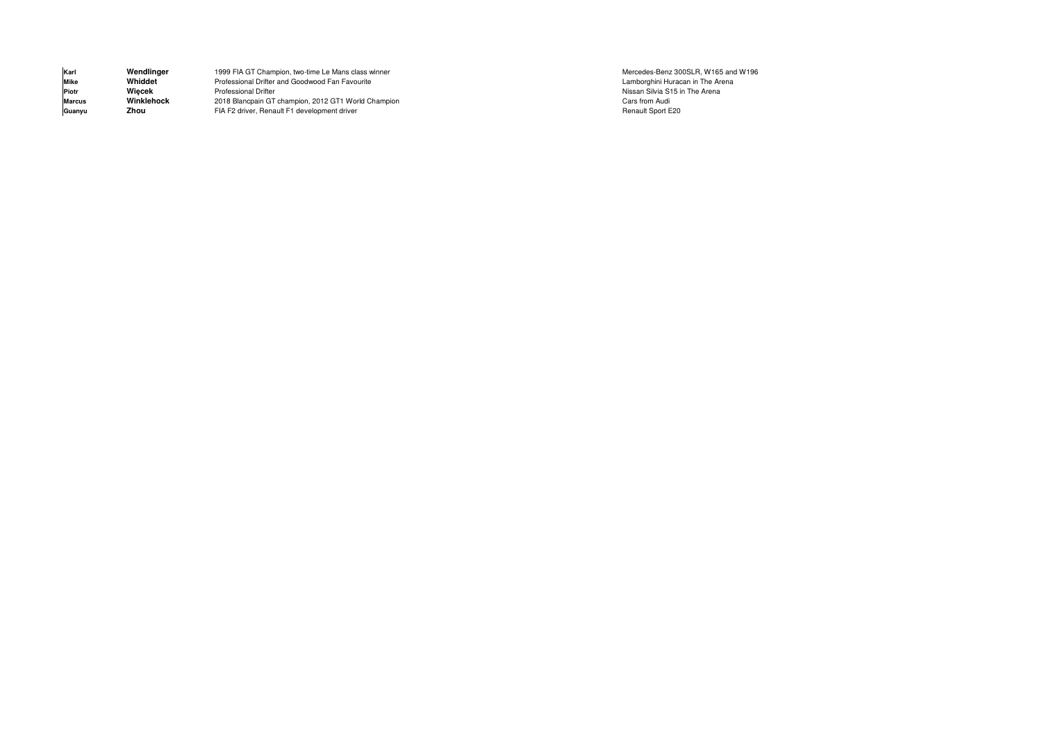| | | | |
|---|---|---|---|
| **Karl** | **Wendlinger** | 1999 FIA GT Champion, two-time Le Mans class winner | Mercedes-Benz 300SLR, W165 and W196 |
| **Mike** | **Whiddet** | Professional Drifter and Goodwood Fan Favourite | Lamborghini Huracan in The Arena |
| **Piotr** | **Więcek** | Professional Drifter | Nissan Silvia S15 in The Arena |
| **Marcus** | **Winklehock** | 2018 Blancpain GT champion, 2012 GT1 World Champion | Cars from Audi |
| **Guanyu** | **Zhou** | FIA F2 driver, Renault F1 development driver | Renault Sport E20 |